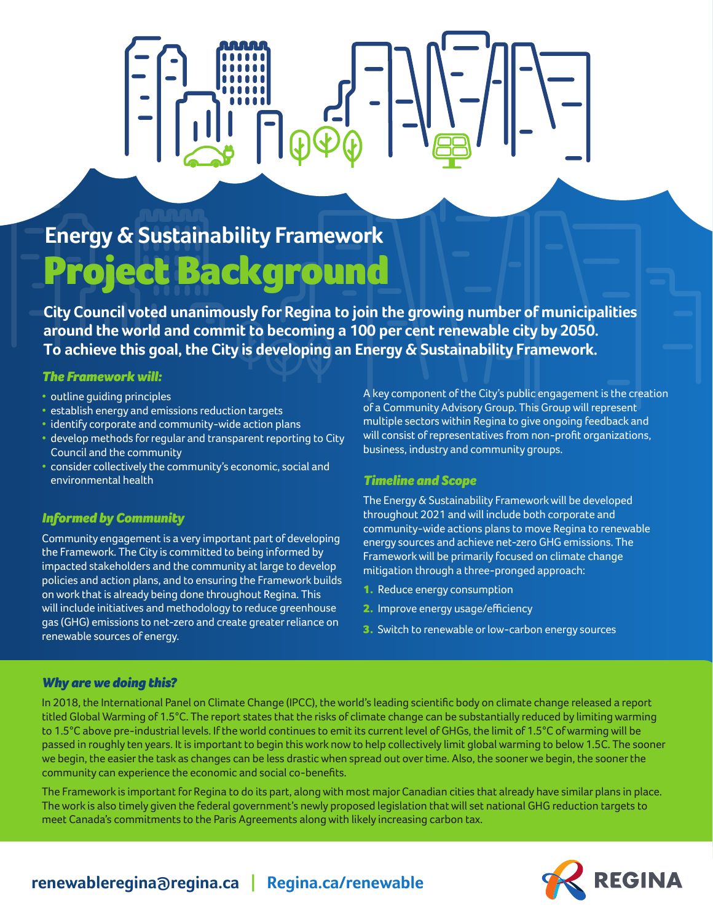# Energy & Sustainability Framework

# Project Background

**City Council voted unanimously for Regina to join the growing number of municipalities around the world and commit to becoming a 100 per cent renewable city by 2050. To achieve this goal, the City is developing an Energy & Sustainability Framework.**

### *The Framework will:*

- outline guiding principles
- establish energy and emissions reduction targets
- identify corporate and community-wide action plans
- develop methods for regular and transparent reporting to City Council and the community
- consider collectively the community's economic, social and environmental health

### *Informed by Community*

Community engagement is a very important part of developing the Framework. The City is committed to being informed by impacted stakeholders and the community at large to develop policies and action plans, and to ensuring the Framework builds on work that is already being done throughout Regina. This will include initiatives and methodology to reduce greenhouse gas (GHG) emissions to net-zero and create greater reliance on renewable sources of energy.

A key component of the City's public engagement is the creation of a Community Advisory Group. This Group will represent multiple sectors within Regina to give ongoing feedback and will consist of representatives from non-profit organizations, business, industry and community groups.

### *Timeline and Scope*

The Energy & Sustainability Framework will be developed throughout 2021 and will include both corporate and community-wide actions plans to move Regina to renewable energy sources and achieve net-zero GHG emissions. The Framework will be primarily focused on climate change mitigation through a three-pronged approach:

1. Reduce energy consumption
2. Improve energy usage/efficiency
3. Switch to renewable or low-carbon energy sources

### *Why are we doing this?*

In 2018, the International Panel on Climate Change (IPCC), the world's leading scientific body on climate change released a report titled Global Warming of 1.5°C. The report states that the risks of climate change can be substantially reduced by limiting warming to 1.5°C above pre-industrial levels. If the world continues to emit its current level of GHGs, the limit of 1.5°C of warming will be passed in roughly ten years. It is important to begin this work now to help collectively limit global warming to below 1.5C. The sooner we begin, the easier the task as changes can be less drastic when spread out over time. Also, the sooner we begin, the sooner the community can experience the economic and social co-benefits.

The Framework is important for Regina to do its part, along with most major Canadian cities that already have similar plans in place. The work is also timely given the federal government's newly proposed legislation that will set national GHG reduction targets to meet Canada's commitments to the Paris Agreements along with likely increasing carbon tax.

**renewableregina@regina.ca | Regina.ca/renewable**

REGINA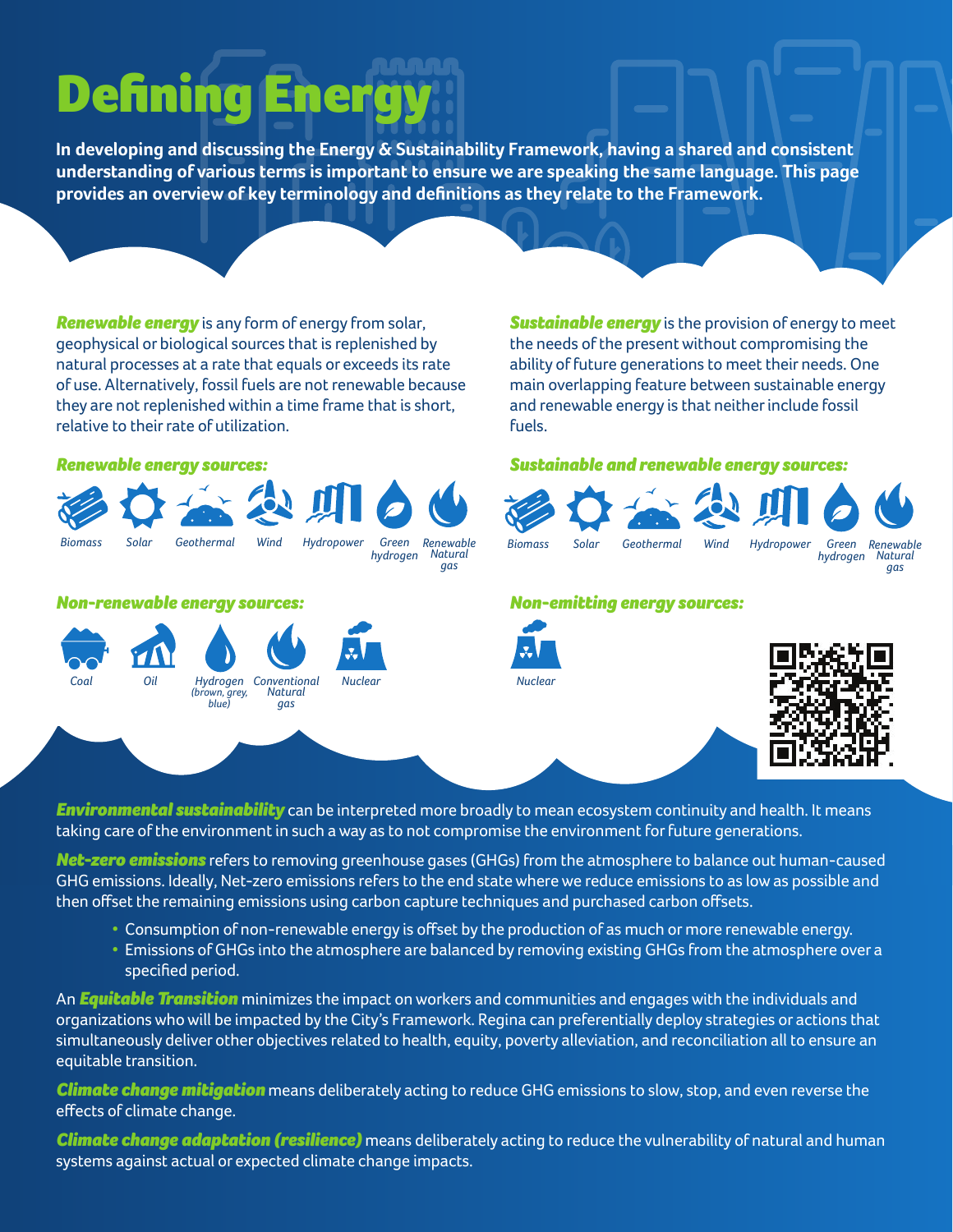# Defining Energy

**In developing and discussing the Energy & Sustainability Framework, having a shared and consistent understanding of various terms is important to ensure we are speaking the same language. This page provides an overview of key terminology and definitions as they relate to the Framework.**

***Renewable energy*** is any form of energy from solar, geophysical or biological sources that is replenished by natural processes at a rate that equals or exceeds its rate of use. Alternatively, fossil fuels are not renewable because they are not replenished within a time frame that is short, relative to their rate of utilization.

***Renewable energy sources:***

*Biomass*, *Solar*, *Geothermal*, *Wind*, *Hydropower*, *Green hydrogen*, *Renewable Natural gas*

***Non-renewable energy sources:***

*Coal*, *Oil*, *Hydrogen (brown, grey, blue)*, *Conventional Natural gas*, *Nuclear*

***Sustainable energy*** is the provision of energy to meet the needs of the present without compromising the ability of future generations to meet their needs. One main overlapping feature between sustainable energy and renewable energy is that neither include fossil fuels.

***Sustainable and renewable energy sources:***

*Biomass*, *Solar*, *Geothermal*, *Wind*, *Hydropower*, *Green hydrogen*, *Renewable Natural gas*

***Non-emitting energy sources:***

*Nuclear*

***Environmental sustainability*** can be interpreted more broadly to mean ecosystem continuity and health. It means taking care of the environment in such a way as to not compromise the environment for future generations.

***Net-zero emissions*** refers to removing greenhouse gases (GHGs) from the atmosphere to balance out human-caused GHG emissions. Ideally, Net-zero emissions refers to the end state where we reduce emissions to as low as possible and then offset the remaining emissions using carbon capture techniques and purchased carbon offsets.

- Consumption of non-renewable energy is offset by the production of as much or more renewable energy.
- Emissions of GHGs into the atmosphere are balanced by removing existing GHGs from the atmosphere over a specified period.

An ***Equitable Transition*** minimizes the impact on workers and communities and engages with the individuals and organizations who will be impacted by the City's Framework. Regina can preferentially deploy strategies or actions that simultaneously deliver other objectives related to health, equity, poverty alleviation, and reconciliation all to ensure an equitable transition.

***Climate change mitigation*** means deliberately acting to reduce GHG emissions to slow, stop, and even reverse the effects of climate change.

***Climate change adaptation (resilience)*** means deliberately acting to reduce the vulnerability of natural and human systems against actual or expected climate change impacts.